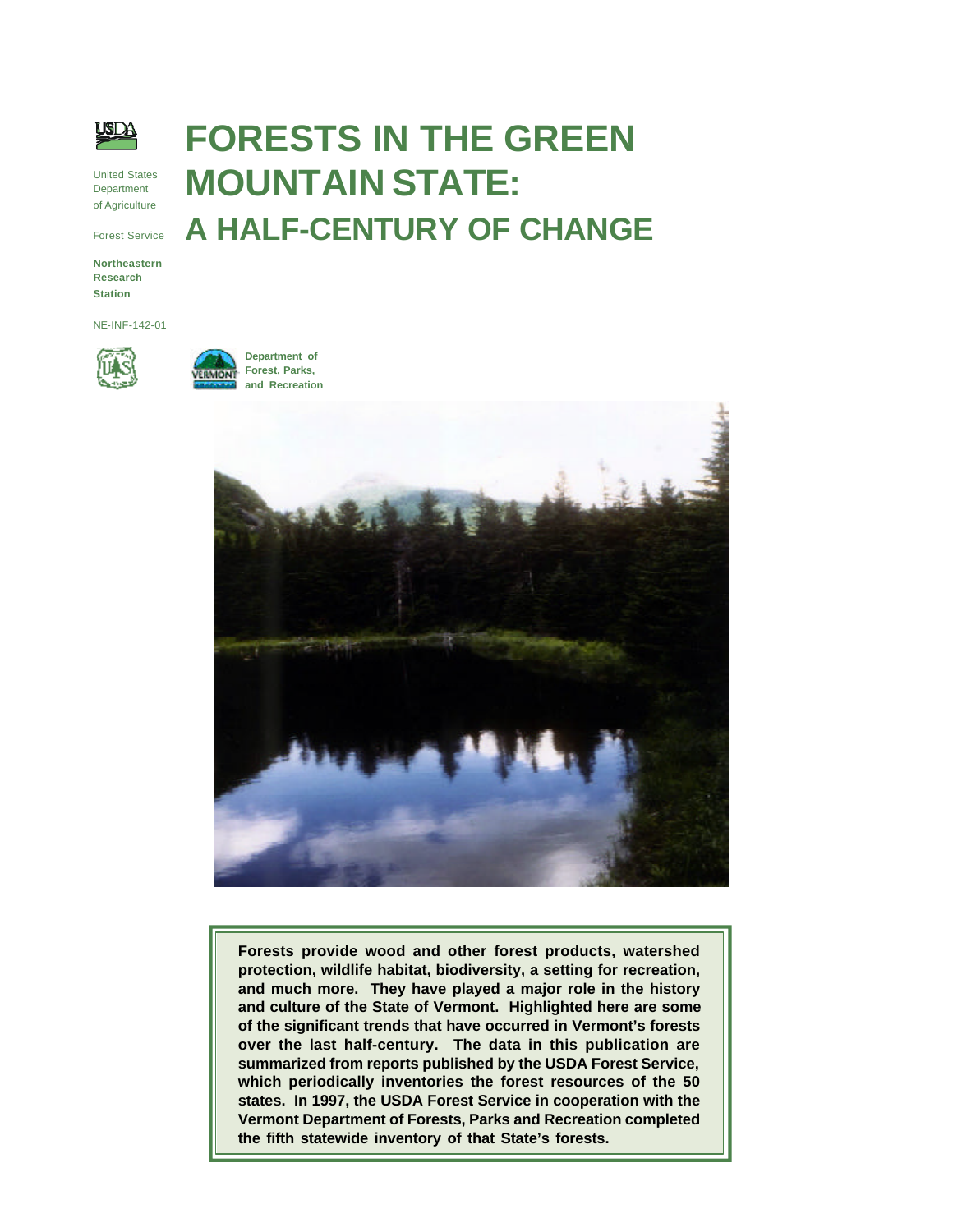United States Department of Agriculture

Forest Service

**Northeastern Research Station**

NE-INF-142-01

**Department of Forest, Parks, and Recreation**

# FORESTS IN THE GREEN MOUNTAIN STATE: A HALF-CENTURY OF CHANGE

**Forests provide wood and other forest products, watershed protection, wildlife habitat, biodiversity, a setting for recreation, and much more. They have played a major role in the history and culture of the State of Vermont. Highlighted here are some of the significant trends that have occurred in Vermont's forests over the last half-century. The data in this publication are summarized from reports published by the USDA Forest Service, which periodically inventories the forest resources of the 50 states. In 1997, the USDA Forest Service in cooperation with the Vermont Department of Forests, Parks and Recreation completed the fifth statewide inventory of that State's forests.**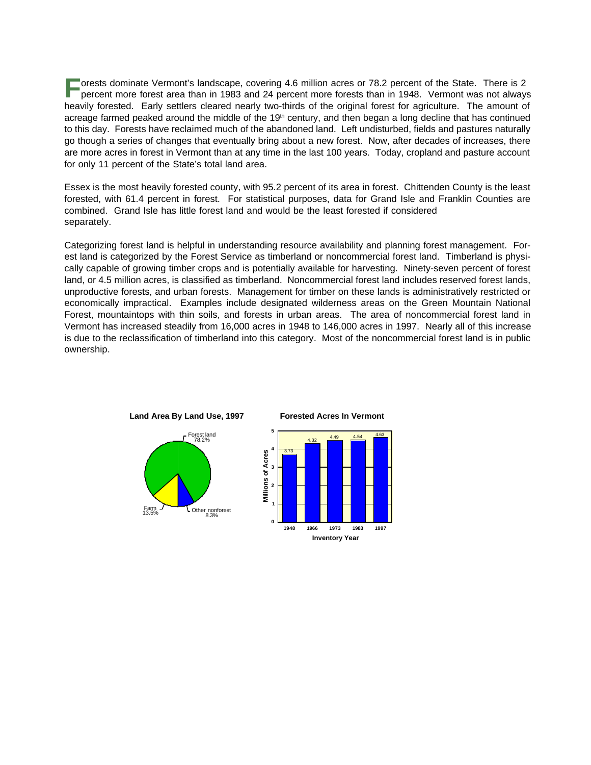Forests dominate Vermont's landscape, covering 4.6 million acres or 78.2 percent of the State. There is 2 percent more forest area than in 1983 and 24 percent more forests than in 1948. Vermont was not always heavily forested. Early settlers cleared nearly two-thirds of the original forest for agriculture. The amount of acreage farmed peaked around the middle of the 19th century, and then began a long decline that has continued to this day. Forests have reclaimed much of the abandoned land. Left undisturbed, fields and pastures naturally go though a series of changes that eventually bring about a new forest. Now, after decades of increases, there are more acres in forest in Vermont than at any time in the last 100 years. Today, cropland and pasture account for only 11 percent of the State's total land area.

Essex is the most heavily forested county, with 95.2 percent of its area in forest. Chittenden County is the least forested, with 61.4 percent in forest. For statistical purposes, data for Grand Isle and Franklin Counties are combined. Grand Isle has little forest land and would be the least forested if considered separately.

Categorizing forest land is helpful in understanding resource availability and planning forest management. Forest land is categorized by the Forest Service as timberland or noncommercial forest land. Timberland is physically capable of growing timber crops and is potentially available for harvesting. Ninety-seven percent of forest land, or 4.5 million acres, is classified as timberland. Noncommercial forest land includes reserved forest lands, unproductive forests, and urban forests. Management for timber on these lands is administratively restricted or economically impractical. Examples include designated wilderness areas on the Green Mountain National Forest, mountaintops with thin soils, and forests in urban areas. The area of noncommercial forest land in Vermont has increased steadily from 16,000 acres in 1948 to 146,000 acres in 1997. Nearly all of this increase is due to the reclassification of timberland into this category. Most of the noncommercial forest land is in public ownership.

**Land Area By Land Use, 1997**

| Land use | Percent |
|---|---|
| Forest land | 78.2% |
| Farm | 13.5% |
| Other nonforest | 8.3% |

**Forested Acres In Vermont**

| Inventory Year | Millions of Acres |
|---|---|
| 1948 | 3.73 |
| 1966 | 4.32 |
| 1973 | 4.49 |
| 1983 | 4.54 |
| 1997 | 4.63 |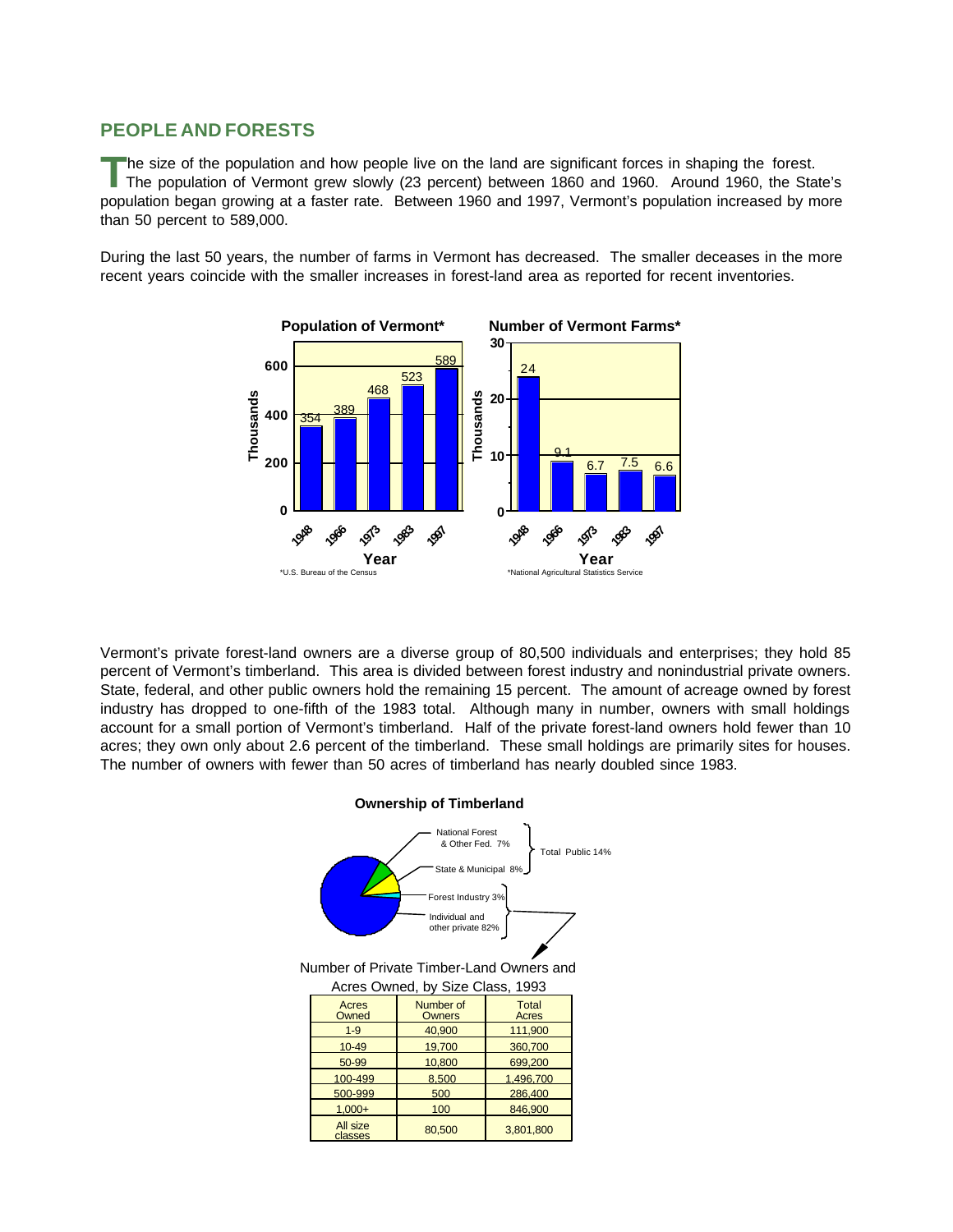## PEOPLE AND FORESTS

The size of the population and how people live on the land are significant forces in shaping the forest. The population of Vermont grew slowly (23 percent) between 1860 and 1960. Around 1960, the State's population began growing at a faster rate. Between 1960 and 1997, Vermont's population increased by more than 50 percent to 589,000.

During the last 50 years, the number of farms in Vermont has decreased. The smaller deceases in the more recent years coincide with the smaller increases in forest-land area as reported for recent inventories.

**Population of Vermont***

| Year | Thousands |
|---|---|
| 1948 | 354 |
| 1966 | 389 |
| 1973 | 468 |
| 1983 | 523 |
| 1997 | 589 |

*U.S. Bureau of the Census

**Number of Vermont Farms***

| Year | Thousands |
|---|---|
| 1948 | 24 |
| 1966 | 9.1 |
| 1973 | 6.7 |
| 1983 | 7.5 |
| 1997 | 6.6 |

*National Agricultural Statistics Service

Vermont's private forest-land owners are a diverse group of 80,500 individuals and enterprises; they hold 85 percent of Vermont's timberland. This area is divided between forest industry and nonindustrial private owners. State, federal, and other public owners hold the remaining 15 percent. The amount of acreage owned by forest industry has dropped to one-fifth of the 1983 total. Although many in number, owners with small holdings account for a small portion of Vermont's timberland. Half of the private forest-land owners hold fewer than 10 acres; they own only about 2.6 percent of the timberland. These small holdings are primarily sites for houses. The number of owners with fewer than 50 acres of timberland has nearly doubled since 1983.

**Ownership of Timberland**

- National Forest & Other Fed. 7%
- State & Municipal 8%
- Total Public 14%
- Forest Industry 3%
- Individual and other private 82%

Number of Private Timber-Land Owners and Acres Owned, by Size Class, 1993

| Acres Owned | Number of Owners | Total Acres |
|---|---|---|
| 1-9 | 40,900 | 111,900 |
| 10-49 | 19,700 | 360,700 |
| 50-99 | 10,800 | 699,200 |
| 100-499 | 8,500 | 1,496,700 |
| 500-999 | 500 | 286,400 |
| 1,000+ | 100 | 846,900 |
| All size classes | 80,500 | 3,801,800 |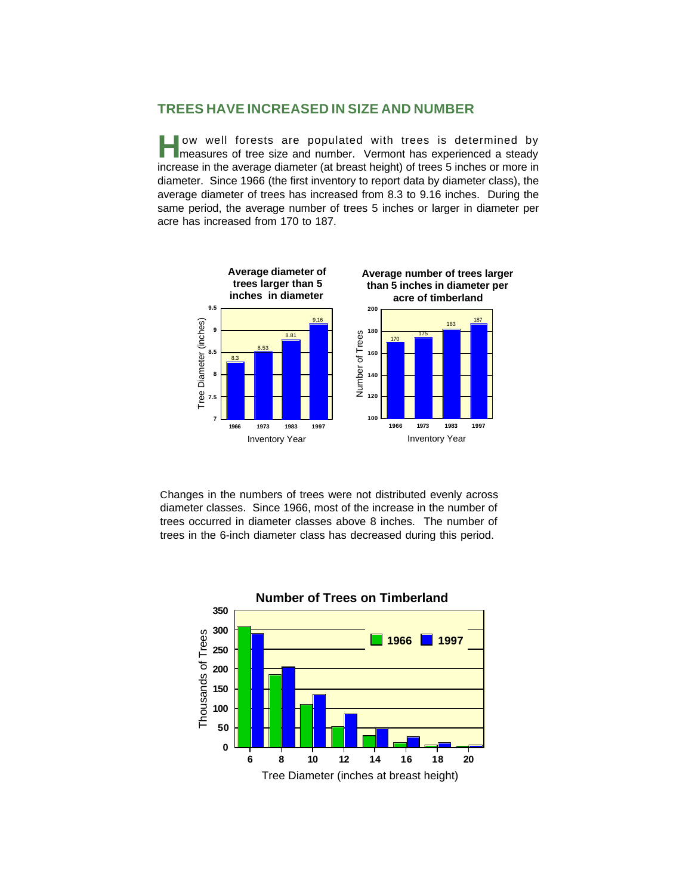## TREES HAVE INCREASED IN SIZE AND NUMBER

How well forests are populated with trees is determined by measures of tree size and number. Vermont has experienced a steady increase in the average diameter (at breast height) of trees 5 inches or more in diameter. Since 1966 (the first inventory to report data by diameter class), the average diameter of trees has increased from 8.3 to 9.16 inches. During the same period, the average number of trees 5 inches or larger in diameter per acre has increased from 170 to 187.

**Average diameter of trees larger than 5 inches in diameter**

| Inventory Year | Tree Diameter (inches) |
|---|---|
| 1966 | 8.3 |
| 1973 | 8.53 |
| 1983 | 8.81 |
| 1997 | 9.16 |

**Average number of trees larger than 5 inches in diameter per acre of timberland**

| Inventory Year | Number of Trees |
|---|---|
| 1966 | 170 |
| 1973 | 175 |
| 1983 | 183 |
| 1997 | 187 |

Changes in the numbers of trees were not distributed evenly across diameter classes. Since 1966, most of the increase in the number of trees occurred in diameter classes above 8 inches. The number of trees in the 6-inch diameter class has decreased during this period.

**Number of Trees on Timberland**

(Thousands of Trees by Tree Diameter (inches at breast height); 1966 vs. 1997)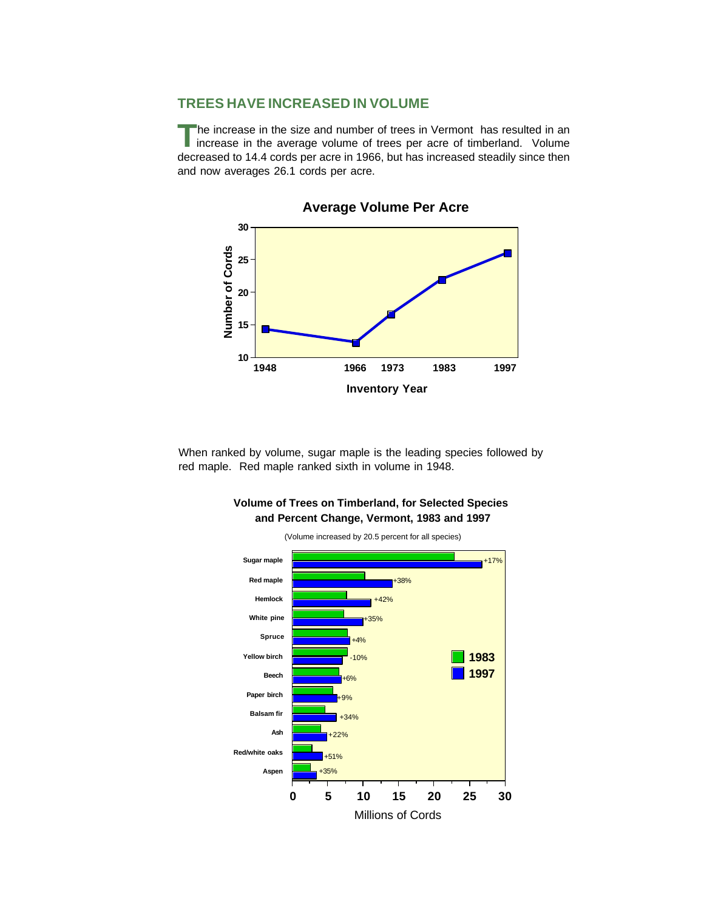## TREES HAVE INCREASED IN VOLUME

The increase in the size and number of trees in Vermont has resulted in an increase in the average volume of trees per acre of timberland. Volume decreased to 14.4 cords per acre in 1966, but has increased steadily since then and now averages 26.1 cords per acre.

**Average Volume Per Acre**

When ranked by volume, sugar maple is the leading species followed by red maple. Red maple ranked sixth in volume in 1948.

**Volume of Trees on Timberland, for Selected Species and Percent Change, Vermont, 1983 and 1997**

(Volume increased by 20.5 percent for all species)

| Species | Percent Change, 1983–1997 |
|---|---|
| Sugar maple | +17% |
| Red maple | +38% |
| Hemlock | +42% |
| White pine | +35% |
| Spruce | +4% |
| Yellow birch | -10% |
| Beech | +6% |
| Paper birch | +9% |
| Balsam fir | +34% |
| Ash | +22% |
| Red/white oaks | +51% |
| Aspen | +35% |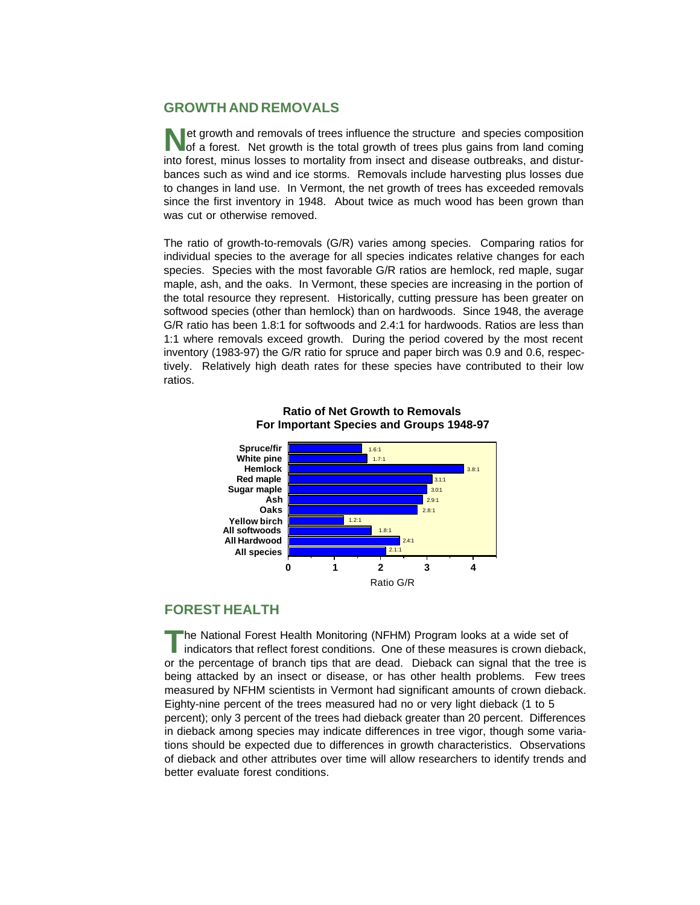## GROWTH AND REMOVALS

Net growth and removals of trees influence the structure and species composition of a forest. Net growth is the total growth of trees plus gains from land coming into forest, minus losses to mortality from insect and disease outbreaks, and disturbances such as wind and ice storms. Removals include harvesting plus losses due to changes in land use. In Vermont, the net growth of trees has exceeded removals since the first inventory in 1948. About twice as much wood has been grown than was cut or otherwise removed.

The ratio of growth-to-removals (G/R) varies among species. Comparing ratios for individual species to the average for all species indicates relative changes for each species. Species with the most favorable G/R ratios are hemlock, red maple, sugar maple, ash, and the oaks. In Vermont, these species are increasing in the portion of the total resource they represent. Historically, cutting pressure has been greater on softwood species (other than hemlock) than on hardwoods. Since 1948, the average G/R ratio has been 1.8:1 for softwoods and 2.4:1 for hardwoods. Ratios are less than 1:1 where removals exceed growth. During the period covered by the most recent inventory (1983-97) the G/R ratio for spruce and paper birch was 0.9 and 0.6, respectively. Relatively high death rates for these species have contributed to their low ratios.

**Ratio of Net Growth to Removals For Important Species and Groups 1948-97**

| Species/Group | Ratio G/R |
|---|---|
| Spruce/fir | 1.6:1 |
| White pine | 1.7:1 |
| Hemlock | 3.8:1 |
| Red maple | 3.1:1 |
| Sugar maple | 3.0:1 |
| Ash | 2.9:1 |
| Oaks | 2.8:1 |
| Yellow birch | 1.2:1 |
| All softwoods | 1.8:1 |
| All Hardwood | 2.4:1 |
| All species | 2.1:1 |

## FOREST HEALTH

The National Forest Health Monitoring (NFHM) Program looks at a wide set of indicators that reflect forest conditions. One of these measures is crown dieback, or the percentage of branch tips that are dead. Dieback can signal that the tree is being attacked by an insect or disease, or has other health problems. Few trees measured by NFHM scientists in Vermont had significant amounts of crown dieback. Eighty-nine percent of the trees measured had no or very light dieback (1 to 5 percent); only 3 percent of the trees had dieback greater than 20 percent. Differences in dieback among species may indicate differences in tree vigor, though some variations should be expected due to differences in growth characteristics. Observations of dieback and other attributes over time will allow researchers to identify trends and better evaluate forest conditions.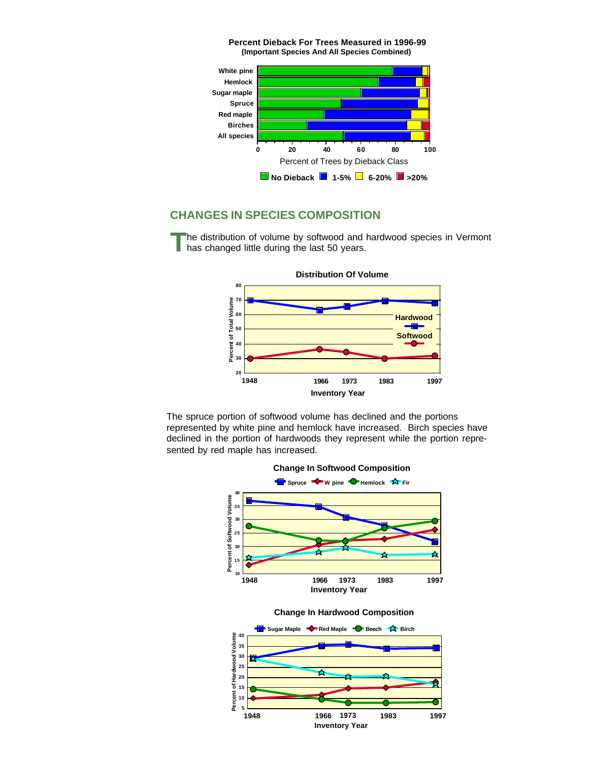**Percent Dieback For Trees Measured in 1996-99**
**(Important Species And All Species Combined)**

## CHANGES IN SPECIES COMPOSITION

The distribution of volume by softwood and hardwood species in Vermont has changed little during the last 50 years.

**Distribution Of Volume**

The spruce portion of softwood volume has declined and the portions represented by white pine and hemlock have increased. Birch species have declined in the portion of hardwoods they represent while the portion represented by red maple has increased.

**Change In Softwood Composition**

**Change In Hardwood Composition**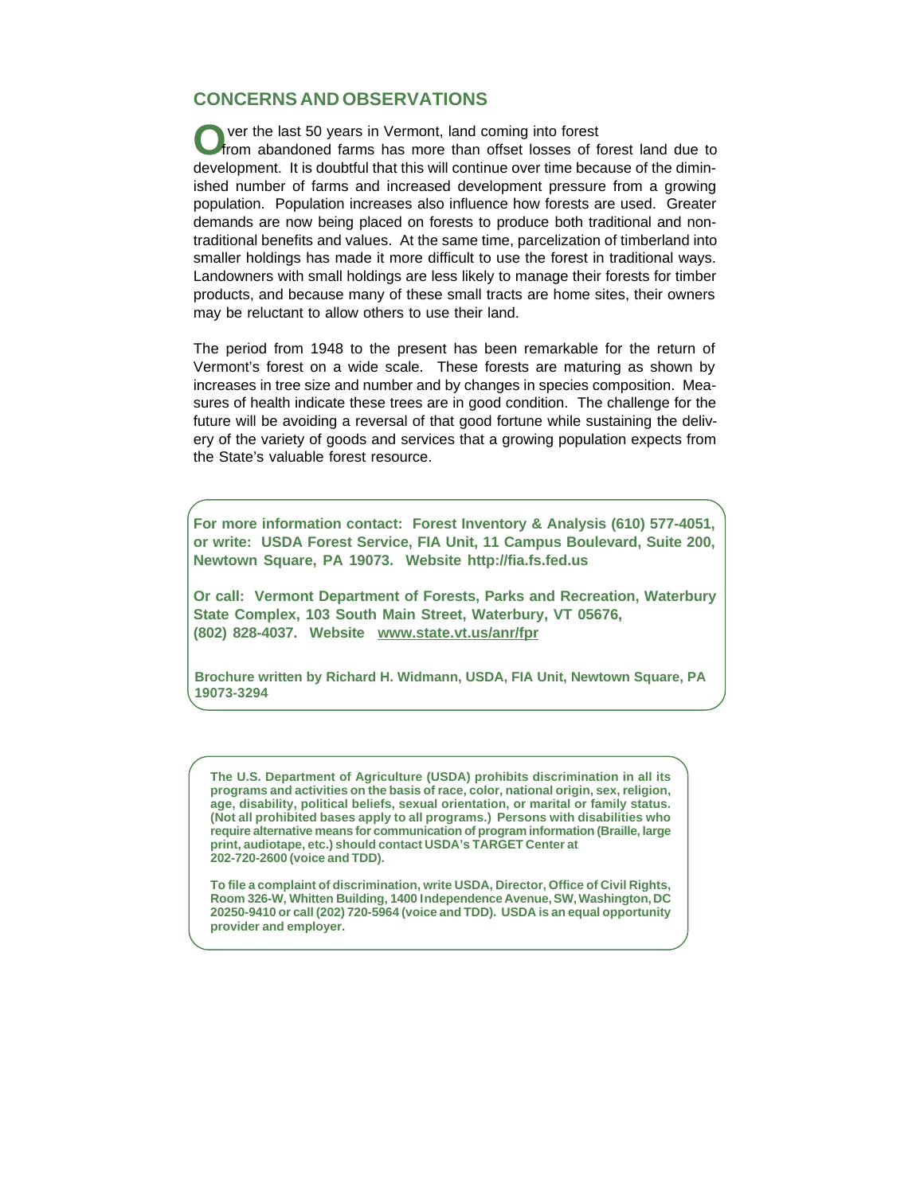## CONCERNS AND OBSERVATIONS

Over the last 50 years in Vermont, land coming into forest from abandoned farms has more than offset losses of forest land due to development. It is doubtful that this will continue over time because of the diminished number of farms and increased development pressure from a growing population. Population increases also influence how forests are used. Greater demands are now being placed on forests to produce both traditional and non-traditional benefits and values. At the same time, parcelization of timberland into smaller holdings has made it more difficult to use the forest in traditional ways. Landowners with small holdings are less likely to manage their forests for timber products, and because many of these small tracts are home sites, their owners may be reluctant to allow others to use their land.

The period from 1948 to the present has been remarkable for the return of Vermont's forest on a wide scale. These forests are maturing as shown by increases in tree size and number and by changes in species composition. Measures of health indicate these trees are in good condition. The challenge for the future will be avoiding a reversal of that good fortune while sustaining the delivery of the variety of goods and services that a growing population expects from the State's valuable forest resource.

**For more information contact: Forest Inventory & Analysis (610) 577-4051, or write: USDA Forest Service, FIA Unit, 11 Campus Boulevard, Suite 200, Newtown Square, PA 19073. Website http://fia.fs.fed.us**

**Or call: Vermont Department of Forests, Parks and Recreation, Waterbury State Complex, 103 South Main Street, Waterbury, VT 05676, (802) 828-4037. Website www.state.vt.us/anr/fpr**

**Brochure written by Richard H. Widmann, USDA, FIA Unit, Newtown Square, PA 19073-3294**

**The U.S. Department of Agriculture (USDA) prohibits discrimination in all its programs and activities on the basis of race, color, national origin, sex, religion, age, disability, political beliefs, sexual orientation, or marital or family status. (Not all prohibited bases apply to all programs.) Persons with disabilities who require alternative means for communication of program information (Braille, large print, audiotape, etc.) should contact USDA's TARGET Center at 202-720-2600 (voice and TDD).**

**To file a complaint of discrimination, write USDA, Director, Office of Civil Rights, Room 326-W, Whitten Building, 1400 Independence Avenue, SW, Washington, DC 20250-9410 or call (202) 720-5964 (voice and TDD). USDA is an equal opportunity provider and employer.**